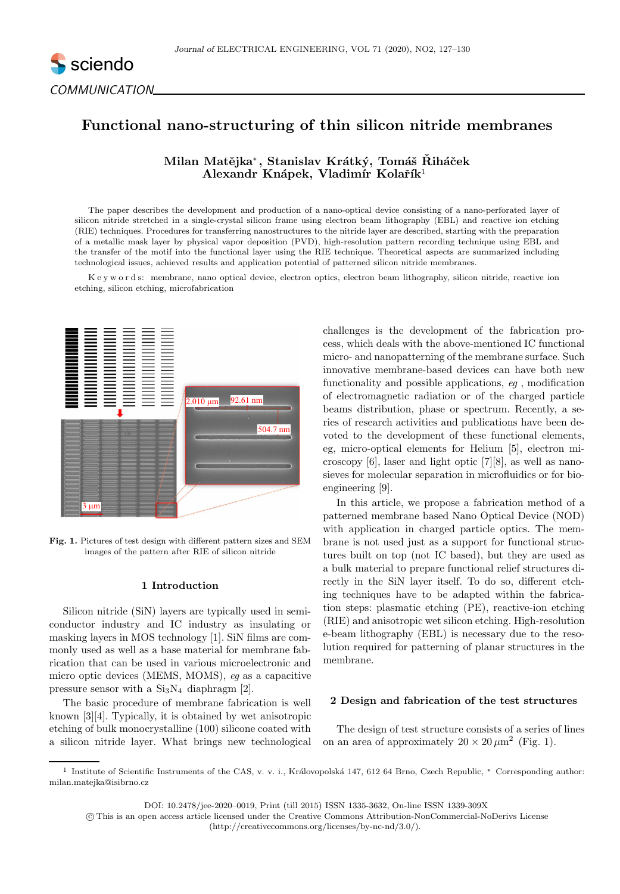COMMUNICATION

# Functional nano-structuring of thin silicon nitride membranes

**Milan Matějka***, **Stanislav Krátký**, **Tomáš Řiháček**
**Alexandr Knápek**, **Vladimír Kolařík**[1]

The paper describes the development and production of a nano-optical device consisting of a nano-perforated layer of silicon nitride stretched in a single-crystal silicon frame using electron beam lithography (EBL) and reactive ion etching (RIE) techniques. Procedures for transferring nanostructures to the nitride layer are described, starting with the preparation of a metallic mask layer by physical vapor deposition (PVD), high-resolution pattern recording technique using EBL and the transfer of the motif into the functional layer using the RIE technique. Theoretical aspects are summarized including technological issues, achieved results and application potential of patterned silicon nitride membranes.

K e y w o r d s: membrane, nano optical device, electron optics, electron beam lithography, silicon nitride, reactive ion etching, silicon etching, microfabrication

**Fig. 1.** Pictures of test design with different pattern sizes and SEM images of the pattern after RIE of silicon nitride

## 1 Introduction

Silicon nitride (SiN) layers are typically used in semiconductor industry and IC industry as insulating or masking layers in MOS technology [1]. SiN films are commonly used as well as a base material for membrane fabrication that can be used in various microelectronic and micro optic devices (MEMS, MOMS), *eg* as a capacitive pressure sensor with a $Si_3N_4$ diaphragm [2].

The basic procedure of membrane fabrication is well known [3][4]. Typically, it is obtained by wet anisotropic etching of bulk monocrystalline (100) silicone coated with a silicon nitride layer. What brings new technological challenges is the development of the fabrication process, which deals with the above-mentioned IC functional micro- and nanopatterning of the membrane surface. Such innovative membrane-based devices can have both new functionality and possible applications, *eg* , modification of electromagnetic radiation or of the charged particle beams distribution, phase or spectrum. Recently, a series of research activities and publications have been devoted to the development of these functional elements, eg, micro-optical elements for Helium [5], electron microscopy [6], laser and light optic [7][8], as well as nanosieves for molecular separation in microfluidics or for bioengineering [9].

In this article, we propose a fabrication method of a patterned membrane based Nano Optical Device (NOD) with application in charged particle optics. The membrane is not used just as a support for functional structures built on top (not IC based), but they are used as a bulk material to prepare functional relief structures directly in the SiN layer itself. To do so, different etching techniques have to be adapted within the fabrication steps: plasmatic etching (PE), reactive-ion etching (RIE) and anisotropic wet silicon etching. High-resolution e-beam lithography (EBL) is necessary due to the resolution required for patterning of planar structures in the membrane.

## 2 Design and fabrication of the test structures

The design of test structure consists of a series of lines on an area of approximately $20 \times 20\,\mu m^2$ (Fig. 1).

---

[1] Institute of Scientific Instruments of the CAS, v. v. i., Královopolská 147, 612 64 Brno, Czech Republic, * Corresponding author: milan.matejka@isibrno.cz

DOI: 10.2478/jee-2020–0019, Print (till 2015) ISSN 1335-3632, On-line ISSN 1339-309X
© This is an open access article licensed under the Creative Commons Attribution-NonCommercial-NoDerivs License (http://creativecommons.org/licenses/by-nc-nd/3.0/).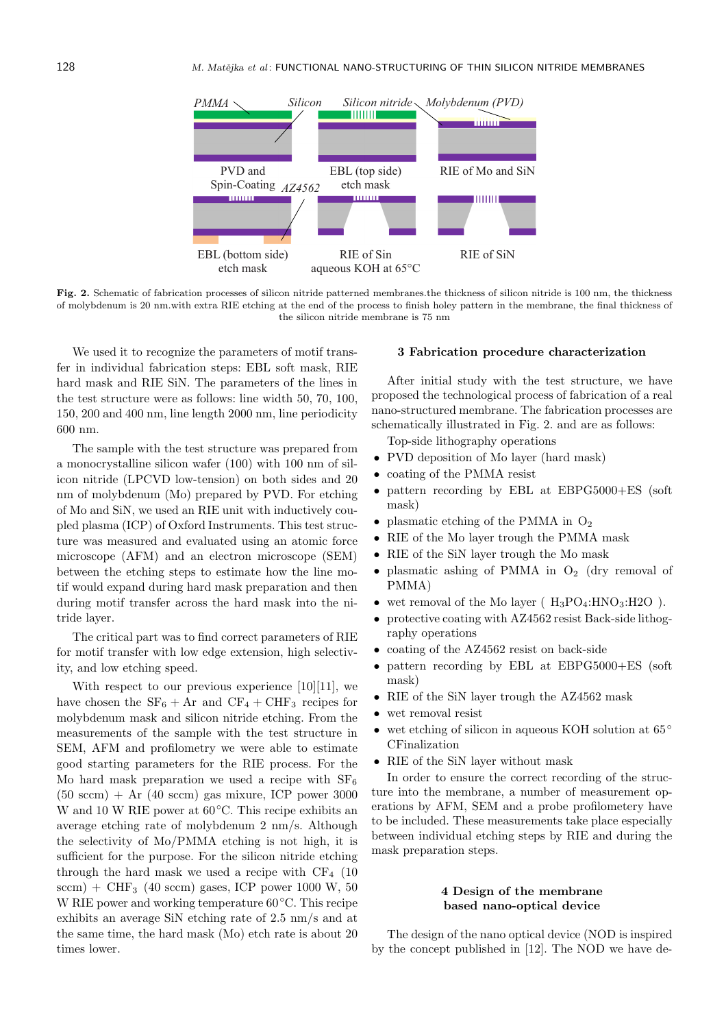PMMA Silicon Silicon nitride Molybdenum (PVD)

PVD and Spin-Coating AZ4562 EBL (top side) etch mask RIE of Mo and SiN

EBL (bottom side) etch mask RIE of Sin aqueous KOH at 65°C RIE of SiN

**Fig. 2.** Schematic of fabrication processes of silicon nitride patterned membranes.the thickness of silicon nitride is 100 nm, the thickness of molybdenum is 20 nm.with extra RIE etching at the end of the process to finish holey pattern in the membrane, the final thickness of the silicon nitride membrane is 75 nm

We used it to recognize the parameters of motif transfer in individual fabrication steps: EBL soft mask, RIE hard mask and RIE SiN. The parameters of the lines in the test structure were as follows: line width 50, 70, 100, 150, 200 and 400 nm, line length 2000 nm, line periodicity 600 nm.

The sample with the test structure was prepared from a monocrystalline silicon wafer (100) with 100 nm of silicon nitride (LPCVD low-tension) on both sides and 20 nm of molybdenum (Mo) prepared by PVD. For etching of Mo and SiN, we used an RIE unit with inductively coupled plasma (ICP) of Oxford Instruments. This test structure was measured and evaluated using an atomic force microscope (AFM) and an electron microscope (SEM) between the etching steps to estimate how the line motif would expand during hard mask preparation and then during motif transfer across the hard mask into the nitride layer.

The critical part was to find correct parameters of RIE for motif transfer with low edge extension, high selectivity, and low etching speed.

With respect to our previous experience [10][11], we have chosen the $SF_6$ + Ar and $CF_4$ + $CHF_3$ recipes for molybdenum mask and silicon nitride etching. From the measurements of the sample with the test structure in SEM, AFM and profilometry we were able to estimate good starting parameters for the RIE process. For the Mo hard mask preparation we used a recipe with $SF_6$ (50 sccm) + Ar (40 sccm) gas mixure, ICP power 3000 W and 10 W RIE power at 60 °C. This recipe exhibits an average etching rate of molybdenum 2 nm/s. Although the selectivity of Mo/PMMA etching is not high, it is sufficient for the purpose. For the silicon nitride etching through the hard mask we used a recipe with $CF_4$ (10 sccm) + $CHF_3$ (40 sccm) gases, ICP power 1000 W, 50 W RIE power and working temperature 60 °C. This recipe exhibits an average SiN etching rate of 2.5 nm/s and at the same time, the hard mask (Mo) etch rate is about 20 times lower.

### 3 Fabrication procedure characterization

After initial study with the test structure, we have proposed the technological process of fabrication of a real nano-structured membrane. The fabrication processes are schematically illustrated in Fig. 2. and are as follows:

Top-side lithography operations

- PVD deposition of Mo layer (hard mask)
- coating of the PMMA resist
- pattern recording by EBL at EBPG5000+ES (soft mask)
- plasmatic etching of the PMMA in $O_2$
- RIE of the Mo layer trough the PMMA mask
- RIE of the SiN layer trough the Mo mask
- plasmatic ashing of PMMA in $O_2$ (dry removal of PMMA)
- wet removal of the Mo layer ( $H_3PO_4$:$HNO_3$:H2O ).
- protective coating with AZ4562 resist Back-side lithography operations
- coating of the AZ4562 resist on back-side
- pattern recording by EBL at EBPG5000+ES (soft mask)
- RIE of the SiN layer trough the AZ4562 mask
- wet removal resist
- wet etching of silicon in aqueous KOH solution at 65° CFinalization
- RIE of the SiN layer without mask

In order to ensure the correct recording of the structure into the membrane, a number of measurement operations by AFM, SEM and a probe profilometery have to be included. These measurements take place especially between individual etching steps by RIE and during the mask preparation steps.

### 4 Design of the membrane based nano-optical device

The design of the nano optical device (NOD is inspired by the concept published in [12]. The NOD we have de-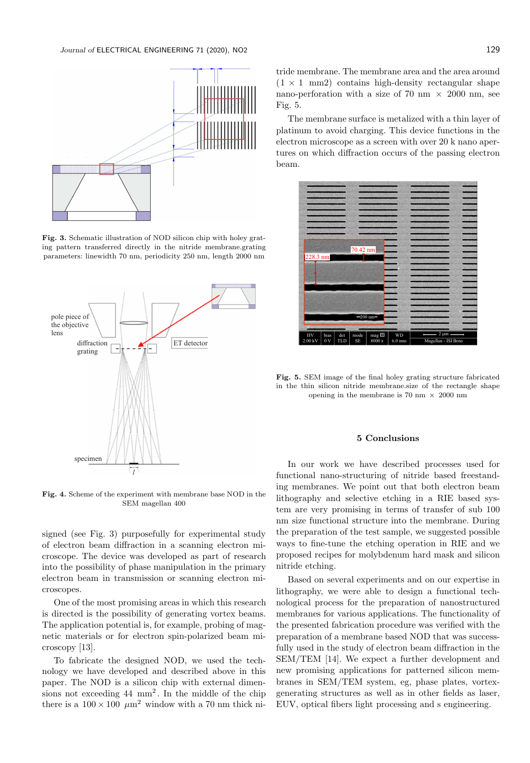**Fig. 3.** Schematic illustration of NOD silicon chip with holey grating pattern transferred directly in the nitride membrane.grating parameters: linewidth 70 nm, periodicity 250 nm, length 2000 nm

**Fig. 4.** Scheme of the experiment with membrane base NOD in the SEM magellan 400

signed (see Fig. 3) purposefully for experimental study of electron beam diffraction in a scanning electron microscope. The device was developed as part of research into the possibility of phase manipulation in the primary electron beam in transmission or scanning electron microscopes.

One of the most promising areas in which this research is directed is the possibility of generating vortex beams. The application potential is, for example, probing of magnetic materials or for electron spin-polarized beam microscopy [13].

To fabricate the designed NOD, we used the technology we have developed and described above in this paper. The NOD is a silicon chip with external dimensions not exceeding 44 mm$^2$. In the middle of the chip there is a $100 \times 100$ $\mu$m$^2$ window with a 70 nm thick nitride membrane. The membrane area and the area around ($1 \times 1$ mm2) contains high-density rectangular shape nano-perforation with a size of 70 nm $\times$ 2000 nm, see Fig. 5.

The membrane surface is metalized with a thin layer of platinum to avoid charging. This device functions in the electron microscope as a screen with over 20 k nano apertures on which diffraction occurs of the passing electron beam.

**Fig. 5.** SEM image of the final holey grating structure fabricated in the thin silicon nitride membrane.size of the rectangle shape opening in the membrane is 70 nm $\times$ 2000 nm

## 5 Conclusions

In our work we have described processes used for functional nano-structuring of nitride based freestanding membranes. We point out that both electron beam lithography and selective etching in a RIE based system are very promising in terms of transfer of sub 100 nm size functional structure into the membrane. During the preparation of the test sample, we suggested possible ways to fine-tune the etching operation in RIE and we proposed recipes for molybdenum hard mask and silicon nitride etching.

Based on several experiments and on our expertise in lithography, we were able to design a functional technological process for the preparation of nanostructured membranes for various applications. The functionality of the presented fabrication procedure was verified with the preparation of a membrane based NOD that was successfully used in the study of electron beam diffraction in the SEM/TEM [14]. We expect a further development and new promising applications for patterned silicon membranes in SEM/TEM system, eg, phase plates, vortex-generating structures as well as in other fields as laser, EUV, optical fibers light processing and s engineering.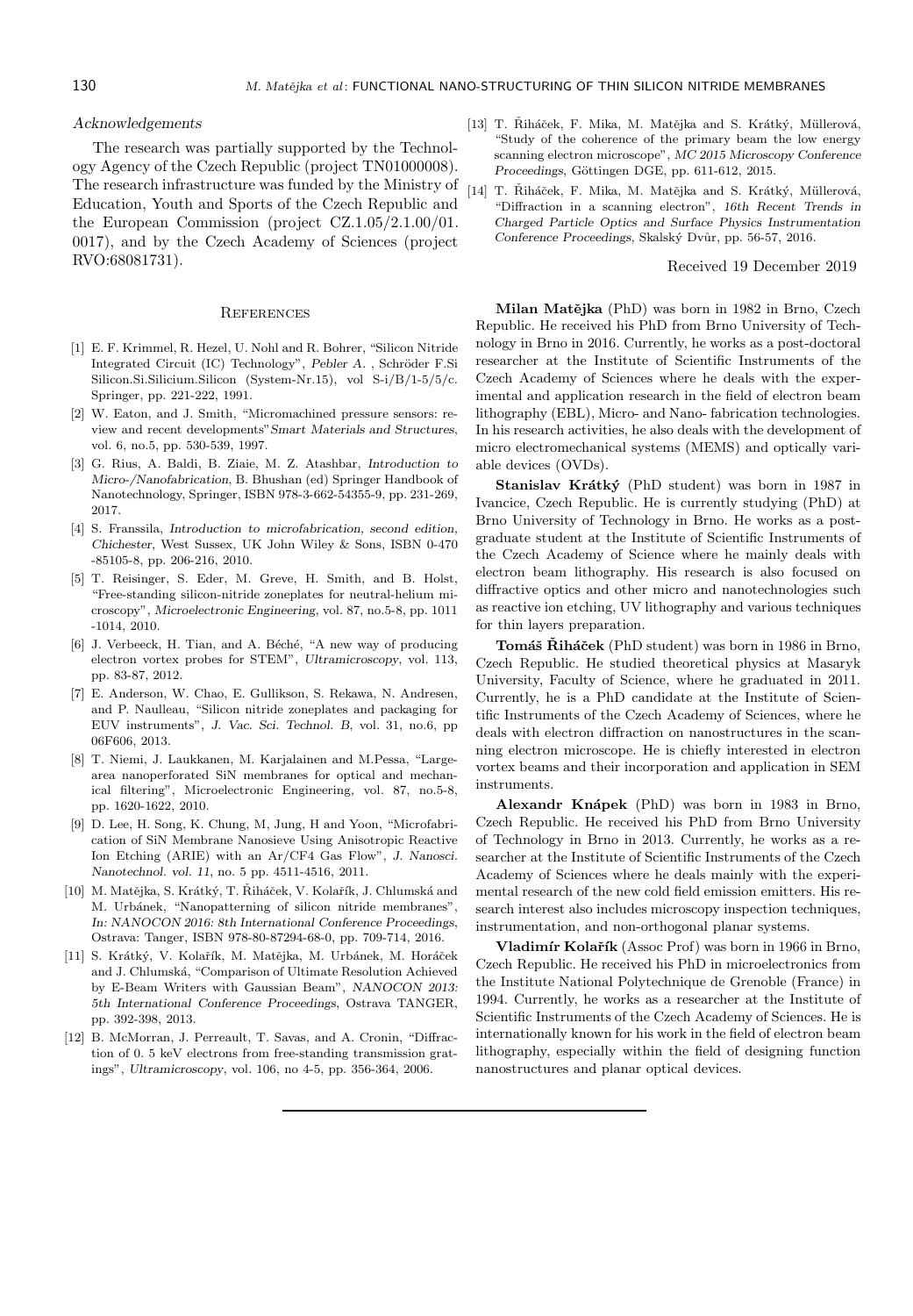### *Acknowledgements*

The research was partially supported by the Technology Agency of the Czech Republic (project TN01000008). The research infrastructure was funded by the Ministry of Education, Youth and Sports of the Czech Republic and the European Commission (project CZ.1.05/2.1.00/01.0017), and by the Czech Academy of Sciences (project RVO:68081731).

## References

[1] E. F. Krimmel, R. Hezel, U. Nohl and R. Bohrer, "Silicon Nitride Integrated Circuit (IC) Technology", *Pebler A.* , Schröder F.Si Silicon.Si.Silicium.Silicon (System-Nr.15), vol S-i/B/1-5/5/c. Springer, pp. 221-222, 1991.

[2] W. Eaton, and J. Smith, "Micromachined pressure sensors: review and recent developments"*Smart Materials and Structures*, vol. 6, no.5, pp. 530-539, 1997.

[3] G. Rius, A. Baldi, B. Ziaie, M. Z. Atashbar, *Introduction to Micro-/Nanofabrication*, B. Bhushan (ed) Springer Handbook of Nanotechnology, Springer, ISBN 978-3-662-54355-9, pp. 231-269, 2017.

[4] S. Franssila, *Introduction to microfabrication, second edition, Chichester*, West Sussex, UK John Wiley & Sons, ISBN 0-470 -85105-8, pp. 206-216, 2010.

[5] T. Reisinger, S. Eder, M. Greve, H. Smith, and B. Holst, "Free-standing silicon-nitride zoneplates for neutral-helium microscopy", *Microelectronic Engineering*, vol. 87, no.5-8, pp. 1011 -1014, 2010.

[6] J. Verbeeck, H. Tian, and A. Béché, "A new way of producing electron vortex probes for STEM", *Ultramicroscopy*, vol. 113, pp. 83-87, 2012.

[7] E. Anderson, W. Chao, E. Gullikson, S. Rekawa, N. Andresen, and P. Naulleau, "Silicon nitride zoneplates and packaging for EUV instruments", *J. Vac. Sci. Technol. B*, vol. 31, no.6, pp 06F606, 2013.

[8] T. Niemi, J. Laukkanen, M. Karjalainen and M.Pessa, "Large-area nanoperforated SiN membranes for optical and mechanical filtering", Microelectronic Engineering, vol. 87, no.5-8, pp. 1620-1622, 2010.

[9] D. Lee, H. Song, K. Chung, M, Jung, H and Yoon, "Microfabrication of SiN Membrane Nanosieve Using Anisotropic Reactive Ion Etching (ARIE) with an Ar/CF4 Gas Flow", *J. Nanosci. Nanotechnol. vol. 11*, no. 5 pp. 4511-4516, 2011.

[10] M. Matějka, S. Krátký, T. Řiháček, V. Kolařík, J. Chlumská and M. Urbánek, "Nanopatterning of silicon nitride membranes", *In: NANOCON 2016: 8th International Conference Proceedings*, Ostrava: Tanger, ISBN 978-80-87294-68-0, pp. 709-714, 2016.

[11] S. Krátký, V. Kolařík, M. Matějka, M. Urbánek, M. Horáček and J. Chlumská, "Comparison of Ultimate Resolution Achieved by E-Beam Writers with Gaussian Beam", *NANOCON 2013: 5th International Conference Proceedings*, Ostrava TANGER, pp. 392-398, 2013.

[12] B. McMorran, J. Perreault, T. Savas, and A. Cronin, "Diffraction of 0. 5 keV electrons from free-standing transmission gratings", *Ultramicroscopy*, vol. 106, no 4-5, pp. 356-364, 2006.

[13] T. Řiháček, F. Mika, M. Matějka and S. Krátký, Müllerová, "Study of the coherence of the primary beam the low energy scanning electron microscope", *MC 2015 Microscopy Conference Proceedings*, Göttingen DGE, pp. 611-612, 2015.

[14] T. Řiháček, F. Mika, M. Matějka and S. Krátký, Müllerová, "Diffraction in a scanning electron", *16th Recent Trends in Charged Particle Optics and Surface Physics Instrumentation Conference Proceedings*, Skalský Dvůr, pp. 56-57, 2016.

Received 19 December 2019

**Milan Matějka** (PhD) was born in 1982 in Brno, Czech Republic. He received his PhD from Brno University of Technology in Brno in 2016. Currently, he works as a post-doctoral researcher at the Institute of Scientific Instruments of the Czech Academy of Sciences where he deals with the experimental and application research in the field of electron beam lithography (EBL), Micro- and Nano- fabrication technologies. In his research activities, he also deals with the development of micro electromechanical systems (MEMS) and optically variable devices (OVDs).

**Stanislav Krátký** (PhD student) was born in 1987 in Ivancice, Czech Republic. He is currently studying (PhD) at Brno University of Technology in Brno. He works as a postgraduate student at the Institute of Scientific Instruments of the Czech Academy of Science where he mainly deals with electron beam lithography. His research is also focused on diffractive optics and other micro and nanotechnologies such as reactive ion etching, UV lithography and various techniques for thin layers preparation.

**Tomáš Řiháček** (PhD student) was born in 1986 in Brno, Czech Republic. He studied theoretical physics at Masaryk University, Faculty of Science, where he graduated in 2011. Currently, he is a PhD candidate at the Institute of Scientific Instruments of the Czech Academy of Sciences, where he deals with electron diffraction on nanostructures in the scanning electron microscope. He is chiefly interested in electron vortex beams and their incorporation and application in SEM instruments.

**Alexandr Knápek** (PhD) was born in 1983 in Brno, Czech Republic. He received his PhD from Brno University of Technology in Brno in 2013. Currently, he works as a researcher at the Institute of Scientific Instruments of the Czech Academy of Sciences where he deals mainly with the experimental research of the new cold field emission emitters. His research interest also includes microscopy inspection techniques, instrumentation, and non-orthogonal planar systems.

**Vladimír Kolařík** (Assoc Prof) was born in 1966 in Brno, Czech Republic. He received his PhD in microelectronics from the Institute National Polytechnique de Grenoble (France) in 1994. Currently, he works as a researcher at the Institute of Scientific Instruments of the Czech Academy of Sciences. He is internationally known for his work in the field of electron beam lithography, especially within the field of designing function nanostructures and planar optical devices.